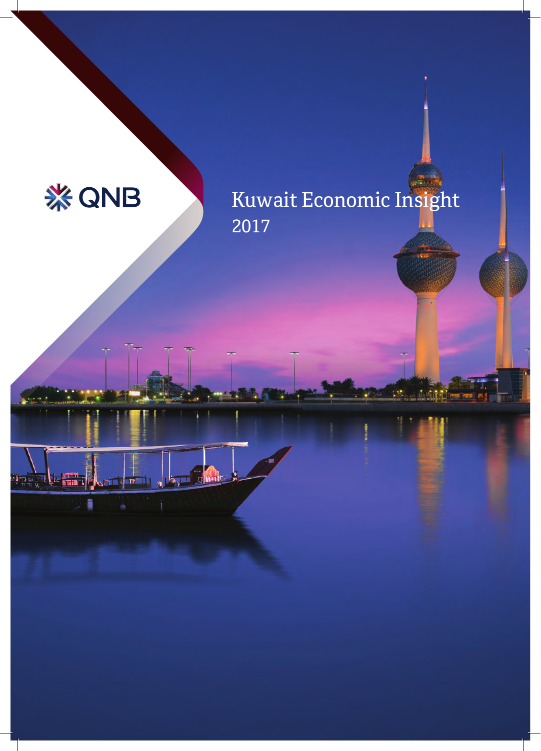QNB

# Kuwait Economic Insight 2017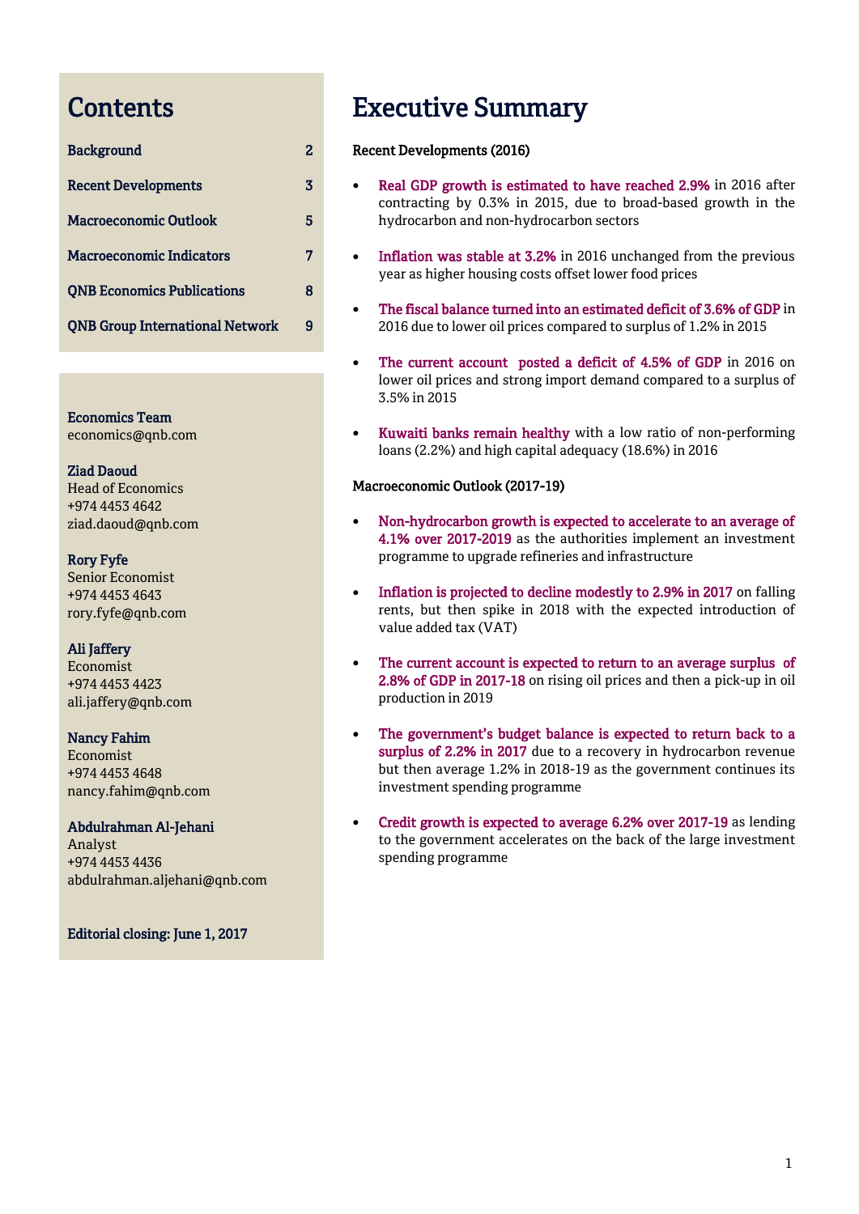# Contents

| | |
|---|---|
| Background | 2 |
| Recent Developments | 3 |
| Macroeconomic Outlook | 5 |
| Macroeconomic Indicators | 7 |
| QNB Economics Publications | 8 |
| QNB Group International Network | 9 |

**Economics Team**
economics@qnb.com

**Ziad Daoud**
Head of Economics
+974 4453 4642
ziad.daoud@qnb.com

**Rory Fyfe**
Senior Economist
+974 4453 4643
rory.fyfe@qnb.com

**Ali Jaffery**
Economist
+974 4453 4423
ali.jaffery@qnb.com

**Nancy Fahim**
Economist
+974 4453 4648
nancy.fahim@qnb.com

**Abdulrahman Al-Jehani**
Analyst
+974 4453 4436
abdulrahman.aljehani@qnb.com

**Editorial closing: June 1, 2017**

# Executive Summary

Recent Developments (2016)

- **Real GDP growth is estimated to have reached 2.9%** in 2016 after contracting by 0.3% in 2015, due to broad-based growth in the hydrocarbon and non-hydrocarbon sectors
- **Inflation was stable at 3.2%** in 2016 unchanged from the previous year as higher housing costs offset lower food prices
- **The fiscal balance turned into an estimated deficit of 3.6% of GDP** in 2016 due to lower oil prices compared to surplus of 1.2% in 2015
- **The current account posted a deficit of 4.5% of GDP** in 2016 on lower oil prices and strong import demand compared to a surplus of 3.5% in 2015
- **Kuwaiti banks remain healthy** with a low ratio of non-performing loans (2.2%) and high capital adequacy (18.6%) in 2016

Macroeconomic Outlook (2017-19)

- **Non-hydrocarbon growth is expected to accelerate to an average of 4.1% over 2017-2019** as the authorities implement an investment programme to upgrade refineries and infrastructure
- **Inflation is projected to decline modestly to 2.9% in 2017** on falling rents, but then spike in 2018 with the expected introduction of value added tax (VAT)
- **The current account is expected to return to an average surplus of 2.8% of GDP in 2017-18** on rising oil prices and then a pick-up in oil production in 2019
- **The government's budget balance is expected to return back to a surplus of 2.2% in 2017** due to a recovery in hydrocarbon revenue but then average 1.2% in 2018-19 as the government continues its investment spending programme
- **Credit growth is expected to average 6.2% over 2017-19** as lending to the government accelerates on the back of the large investment spending programme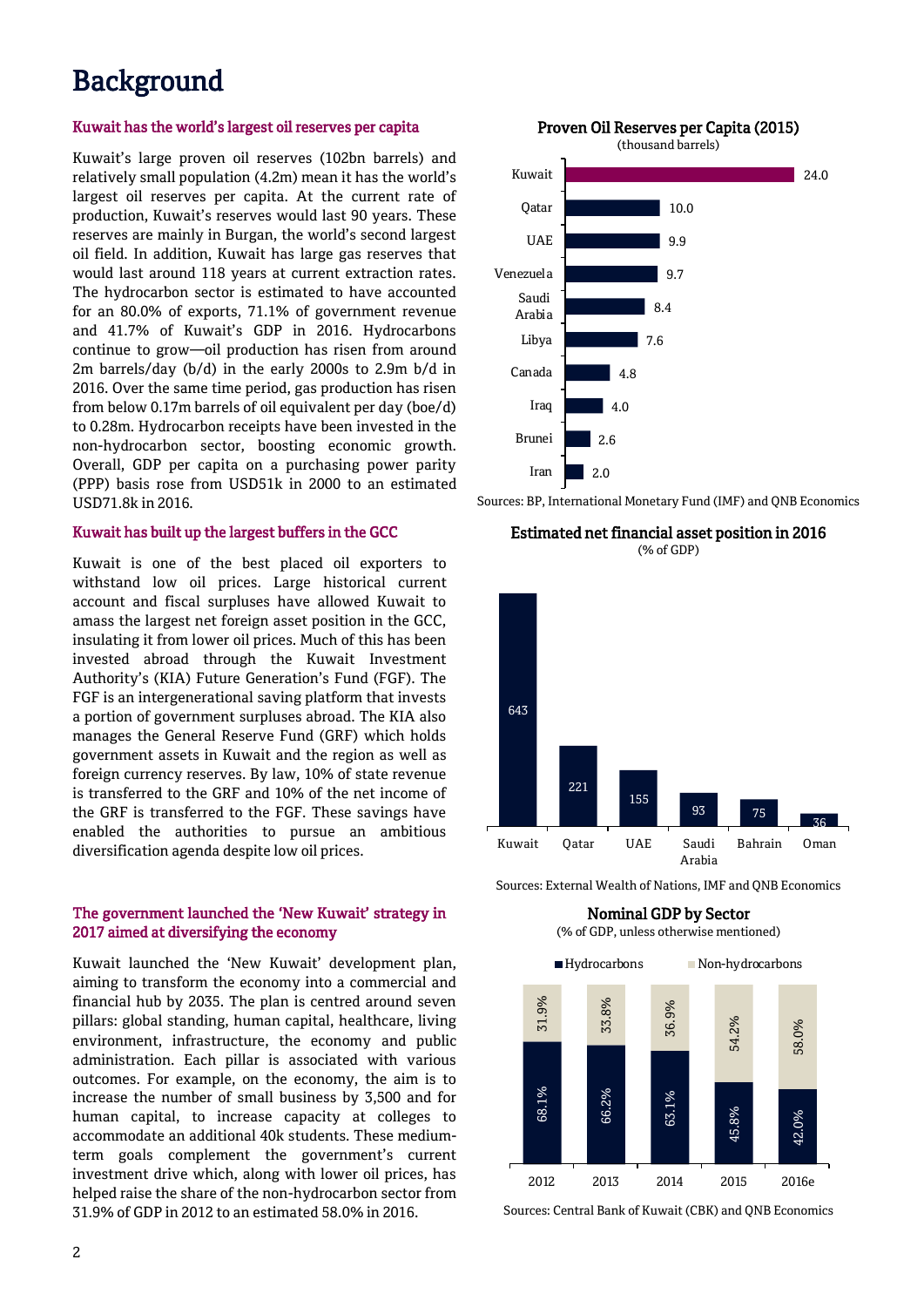# Background

### Kuwait has the world's largest oil reserves per capita

Kuwait's large proven oil reserves (102bn barrels) and relatively small population (4.2m) mean it has the world's largest oil reserves per capita. At the current rate of production, Kuwait's reserves would last 90 years. These reserves are mainly in Burgan, the world's second largest oil field. In addition, Kuwait has large gas reserves that would last around 118 years at current extraction rates. The hydrocarbon sector is estimated to have accounted for an 80.0% of exports, 71.1% of government revenue and 41.7% of Kuwait's GDP in 2016. Hydrocarbons continue to grow—oil production has risen from around 2m barrels/day (b/d) in the early 2000s to 2.9m b/d in 2016. Over the same time period, gas production has risen from below 0.17m barrels of oil equivalent per day (boe/d) to 0.28m. Hydrocarbon receipts have been invested in the non-hydrocarbon sector, boosting economic growth. Overall, GDP per capita on a purchasing power parity (PPP) basis rose from USD51k in 2000 to an estimated USD71.8k in 2016.

**Proven Oil Reserves per Capita (2015)**
(thousand barrels)

| Country | Reserves |
|---|---|
| Kuwait | 24.0 |
| Qatar | 10.0 |
| UAE | 9.9 |
| Venezuela | 9.7 |
| Saudi Arabia | 8.4 |
| Libya | 7.6 |
| Canada | 4.8 |
| Iraq | 4.0 |
| Brunei | 2.6 |
| Iran | 2.0 |

Sources: BP, International Monetary Fund (IMF) and QNB Economics

### Kuwait has built up the largest buffers in the GCC

Kuwait is one of the best placed oil exporters to withstand low oil prices. Large historical current account and fiscal surpluses have allowed Kuwait to amass the largest net foreign asset position in the GCC, insulating it from lower oil prices. Much of this has been invested abroad through the Kuwait Investment Authority's (KIA) Future Generation's Fund (FGF). The FGF is an intergenerational saving platform that invests a portion of government surpluses abroad. The KIA also manages the General Reserve Fund (GRF) which holds government assets in Kuwait and the region as well as foreign currency reserves. By law, 10% of state revenue is transferred to the GRF and 10% of the net income of the GRF is transferred to the FGF. These savings have enabled the authorities to pursue an ambitious diversification agenda despite low oil prices.

**Estimated net financial asset position in 2016**
(% of GDP)

| Country | % of GDP |
|---|---|
| Kuwait | 643 |
| Qatar | 221 |
| UAE | 155 |
| Saudi Arabia | 93 |
| Bahrain | 75 |
| Oman | 36 |

Sources: External Wealth of Nations, IMF and QNB Economics

### The government launched the 'New Kuwait' strategy in 2017 aimed at diversifying the economy

Kuwait launched the 'New Kuwait' development plan, aiming to transform the economy into a commercial and financial hub by 2035. The plan is centred around seven pillars: global standing, human capital, healthcare, living environment, infrastructure, the economy and public administration. Each pillar is associated with various outcomes. For example, on the economy, the aim is to increase the number of small business by 3,500 and for human capital, to increase capacity at colleges to accommodate an additional 40k students. These medium-term goals complement the government's current investment drive which, along with lower oil prices, has helped raise the share of the non-hydrocarbon sector from 31.9% of GDP in 2012 to an estimated 58.0% in 2016.

**Nominal GDP by Sector**
(% of GDP, unless otherwise mentioned)

| Year | Hydrocarbons | Non-hydrocarbons |
|---|---|---|
| 2012 | 68.1% | 31.9% |
| 2013 | 66.2% | 33.8% |
| 2014 | 63.1% | 36.9% |
| 2015 | 45.8% | 54.2% |
| 2016e | 42.0% | 58.0% |

Sources: Central Bank of Kuwait (CBK) and QNB Economics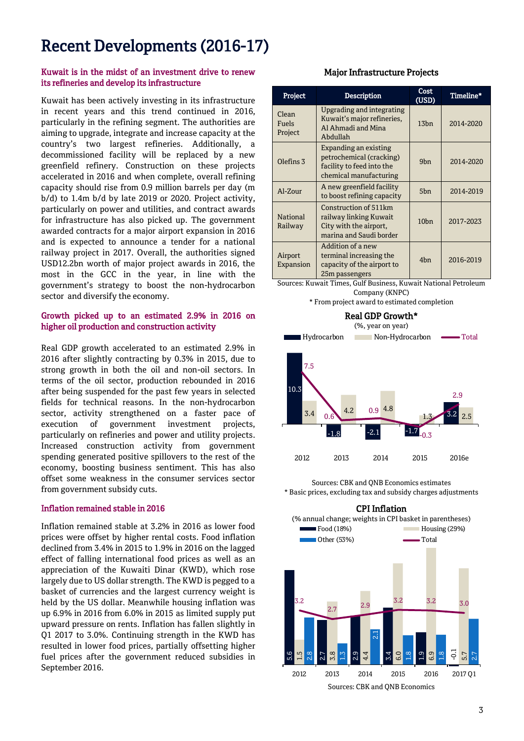# Recent Developments (2016-17)

### Kuwait is in the midst of an investment drive to renew its refineries and develop its infrastructure

Kuwait has been actively investing in its infrastructure in recent years and this trend continued in 2016, particularly in the refining segment. The authorities are aiming to upgrade, integrate and increase capacity at the country's two largest refineries. Additionally, a decommissioned facility will be replaced by a new greenfield refinery. Construction on these projects accelerated in 2016 and when complete, overall refining capacity should rise from 0.9 million barrels per day (m b/d) to 1.4m b/d by late 2019 or 2020. Project activity, particularly on power and utilities, and contract awards for infrastructure has also picked up. The government awarded contracts for a major airport expansion in 2016 and is expected to announce a tender for a national railway project in 2017. Overall, the authorities signed USD12.2bn worth of major project awards in 2016, the most in the GCC in the year, in line with the government's strategy to boost the non-hydrocarbon sector and diversify the economy.

**Major Infrastructure Projects**

| Project | Description | Cost (USD) | Timeline* |
|---|---|---|---|
| Clean Fuels Project | Upgrading and integrating Kuwait's major refineries, Al Ahmadi and Mina Abdullah | 13bn | 2014-2020 |
| Olefins 3 | Expanding an existing petrochemical (cracking) facility to feed into the chemical manufacturing | 9bn | 2014-2020 |
| Al-Zour | A new greenfield facility to boost refining capacity | 5bn | 2014-2019 |
| National Railway | Construction of 511km railway linking Kuwait City with the airport, marina and Saudi border | 10bn | 2017-2023 |
| Airport Expansion | Addition of a new terminal increasing the capacity of the airport to 25m passengers | 4bn | 2016-2019 |

Sources: Kuwait Times, Gulf Business, Kuwait National Petroleum Company (KNPC)
* From project award to estimated completion

### Growth picked up to an estimated 2.9% in 2016 on higher oil production and construction activity

Real GDP growth accelerated to an estimated 2.9% in 2016 after slightly contracting by 0.3% in 2015, due to strong growth in both the oil and non-oil sectors. In terms of the oil sector, production rebounded in 2016 after being suspended for the past few years in selected fields for technical reasons. In the non-hydrocarbon sector, activity strengthened on a faster pace of execution of government investment projects, particularly on refineries and power and utility projects. Increased construction activity from government spending generated positive spillovers to the rest of the economy, boosting business sentiment. This has also offset some weakness in the consumer services sector from government subsidy cuts.

**Real GDP Growth***
(%, year on year)

| | 2012 | 2013 | 2014 | 2015 | 2016e |
|---|---|---|---|---|---|
| Hydrocarbon | 10.3 | -1.8 | -2.1 | -1.7 | 3.2 |
| Non-Hydrocarbon | 3.4 | 4.2 | 4.8 | 1.3 | 2.5 |
| Total | 7.5 | 0.6 | 0.9 | -0.3 | 2.9 |

Sources: CBK and QNB Economics estimates
* Basic prices, excluding tax and subsidy charges adjustments

### Inflation remained stable in 2016

Inflation remained stable at 3.2% in 2016 as lower food prices were offset by higher rental costs. Food inflation declined from 3.4% in 2015 to 1.9% in 2016 on the lagged effect of falling international food prices as well as an appreciation of the Kuwaiti Dinar (KWD), which rose largely due to US dollar strength. The KWD is pegged to a basket of currencies and the largest currency weight is held by the US dollar. Meanwhile housing inflation was up 6.9% in 2016 from 6.0% in 2015 as limited supply put upward pressure on rents. Inflation has fallen slightly in Q1 2017 to 3.0%. Continuing strength in the KWD has resulted in lower food prices, partially offsetting higher fuel prices after the government reduced subsidies in September 2016.

**CPI Inflation**
(% annual change; weights in CPI basket in parentheses)

| | 2012 | 2013 | 2014 | 2015 | 2016 | 2017 Q1 |
|---|---|---|---|---|---|---|
| Food (18%) | 5.6 | 2.7 | 2.9 | 3.4 | 1.9 | -0.1 |
| Housing (29%) | 1.5 | 3.8 | 4.4 | 6.0 | 6.9 | 5.7 |
| Other (53%) | 2.8 | 1.3 | 2.1 | 1.8 | 1.8 | 2.7 |
| Total | 3.2 | 2.7 | 2.9 | 3.2 | 3.2 | 3.0 |

Sources: CBK and QNB Economics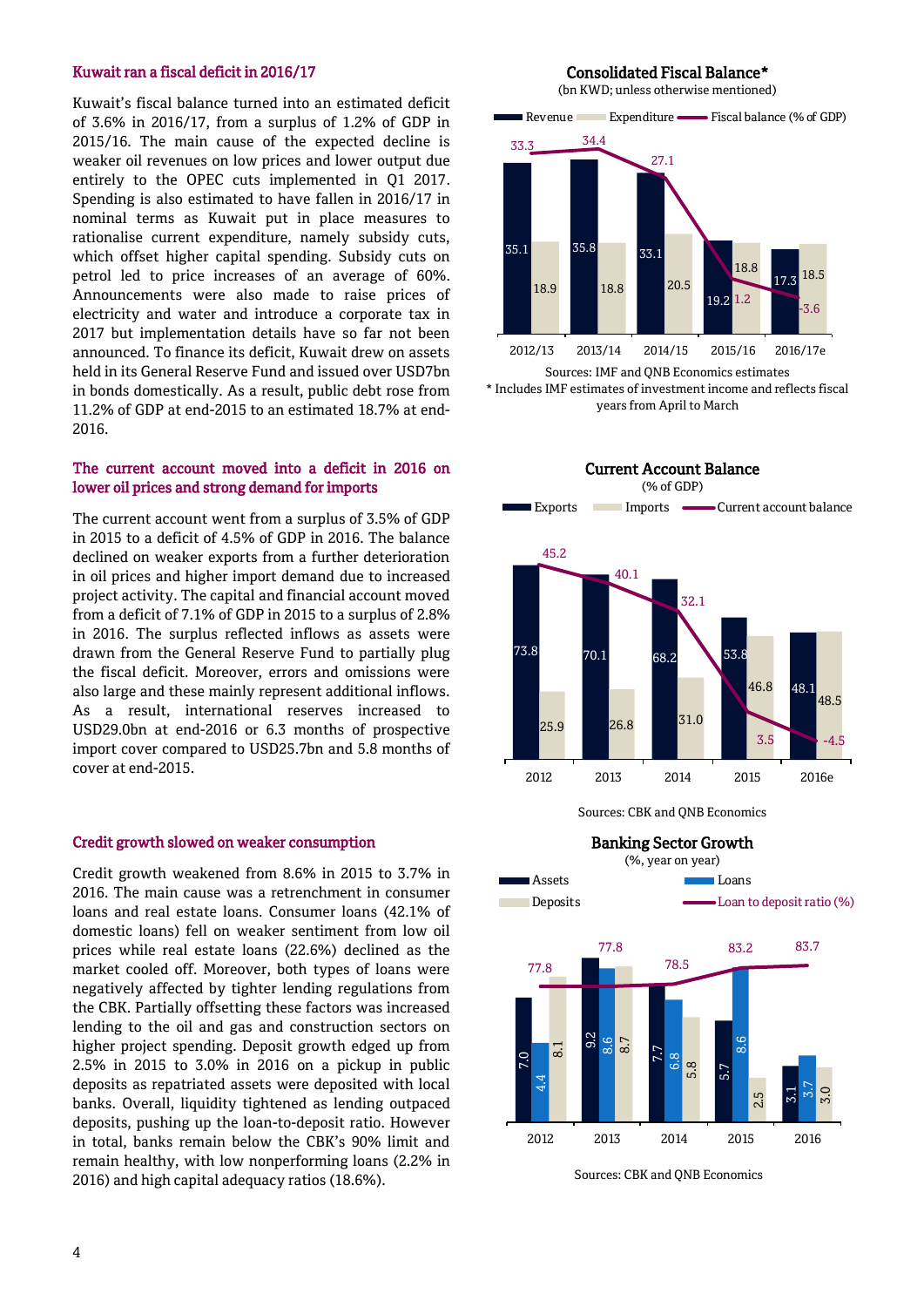## Kuwait ran a fiscal deficit in 2016/17

Kuwait's fiscal balance turned into an estimated deficit of 3.6% in 2016/17, from a surplus of 1.2% of GDP in 2015/16. The main cause of the expected decline is weaker oil revenues on low prices and lower output due entirely to the OPEC cuts implemented in Q1 2017. Spending is also estimated to have fallen in 2016/17 in nominal terms as Kuwait put in place measures to rationalise current expenditure, namely subsidy cuts, which offset higher capital spending. Subsidy cuts on petrol led to price increases of an average of 60%. Announcements were also made to raise prices of electricity and water and introduce a corporate tax in 2017 but implementation details have so far not been announced. To finance its deficit, Kuwait drew on assets held in its General Reserve Fund and issued over USD7bn in bonds domestically. As a result, public debt rose from 11.2% of GDP at end-2015 to an estimated 18.7% at end-2016.

**Consolidated Fiscal Balance***
(bn KWD; unless otherwise mentioned)

| | 2012/13 | 2013/14 | 2014/15 | 2015/16 | 2016/17e |
|---|---|---|---|---|---|
| Revenue | 35.1 | 35.8 | 33.1 | 19.2 | 17.3 |
| Expenditure | 18.9 | 18.8 | 20.5 | 18.8 | 18.5 |
| Fiscal balance (% of GDP) | 33.3 | 34.4 | 27.1 | 1.2 | -3.6 |

Sources: IMF and QNB Economics estimates
* Includes IMF estimates of investment income and reflects fiscal years from April to March

## The current account moved into a deficit in 2016 on lower oil prices and strong demand for imports

The current account went from a surplus of 3.5% of GDP in 2015 to a deficit of 4.5% of GDP in 2016. The balance declined on weaker exports from a further deterioration in oil prices and higher import demand due to increased project activity. The capital and financial account moved from a deficit of 7.1% of GDP in 2015 to a surplus of 2.8% in 2016. The surplus reflected inflows as assets were drawn from the General Reserve Fund to partially plug the fiscal deficit. Moreover, errors and omissions were also large and these mainly represent additional inflows. As a result, international reserves increased to USD29.0bn at end-2016 or 6.3 months of prospective import cover compared to USD25.7bn and 5.8 months of cover at end-2015.

**Current Account Balance**
(% of GDP)

| | 2012 | 2013 | 2014 | 2015 | 2016e |
|---|---|---|---|---|---|
| Exports | 73.8 | 70.1 | 68.2 | 53.8 | 48.1 |
| Imports | 25.9 | 26.8 | 31.0 | 46.8 | 48.5 |
| Current account balance | 45.2 | 40.1 | 32.1 | 3.5 | -4.5 |

Sources: CBK and QNB Economics

## Credit growth slowed on weaker consumption

Credit growth weakened from 8.6% in 2015 to 3.7% in 2016. The main cause was a retrenchment in consumer loans and real estate loans. Consumer loans (42.1% of domestic loans) fell on weaker sentiment from low oil prices while real estate loans (22.6%) declined as the market cooled off. Moreover, both types of loans were negatively affected by tighter lending regulations from the CBK. Partially offsetting these factors was increased lending to the oil and gas and construction sectors on higher project spending. Deposit growth edged up from 2.5% in 2015 to 3.0% in 2016 on a pickup in public deposits as repatriated assets were deposited with local banks. Overall, liquidity tightened as lending outpaced deposits, pushing up the loan-to-deposit ratio. However in total, banks remain below the CBK's 90% limit and remain healthy, with low nonperforming loans (2.2% in 2016) and high capital adequacy ratios (18.6%).

**Banking Sector Growth**
(%, year on year)

| | 2012 | 2013 | 2014 | 2015 | 2016 |
|---|---|---|---|---|---|
| Assets | 7.0 | 9.2 | 7.7 | 5.7 | 3.1 |
| Loans | 4.4 | 8.6 | 6.8 | 8.6 | 3.7 |
| Deposits | 8.1 | 8.7 | 5.8 | 2.5 | 3.0 |
| Loan to deposit ratio (%) | 77.8 | 77.8 | 78.5 | 83.2 | 83.7 |

Sources: CBK and QNB Economics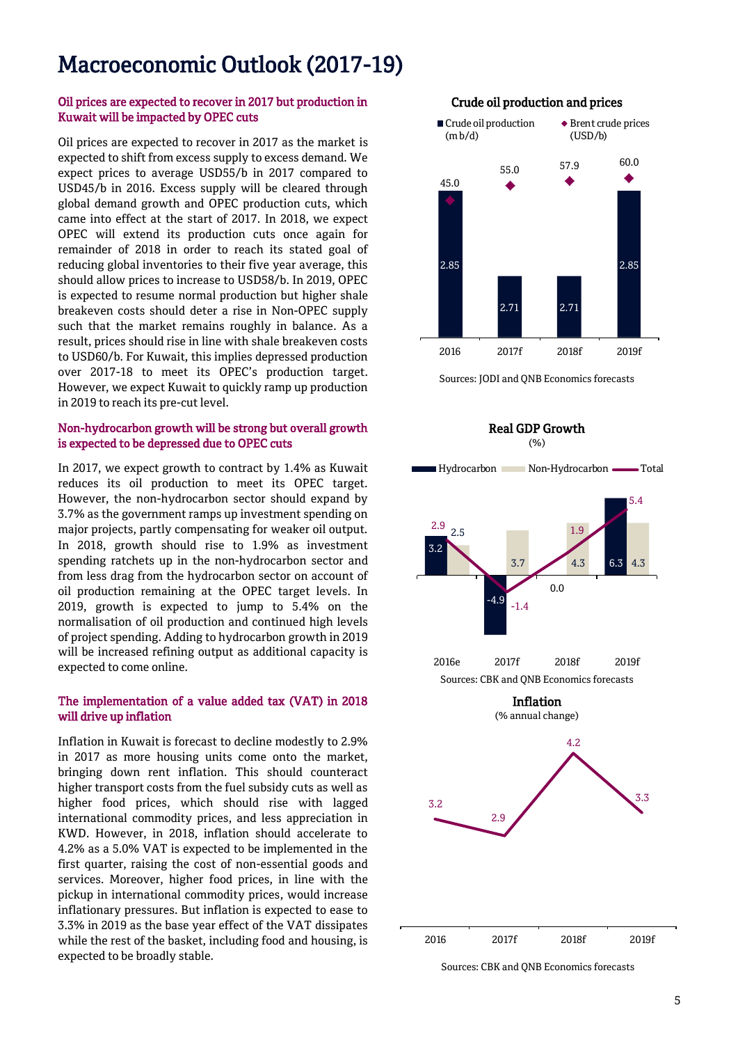# Macroeconomic Outlook (2017-19)

## Oil prices are expected to recover in 2017 but production in Kuwait will be impacted by OPEC cuts

Oil prices are expected to recover in 2017 as the market is expected to shift from excess supply to excess demand. We expect prices to average USD55/b in 2017 compared to USD45/b in 2016. Excess supply will be cleared through global demand growth and OPEC production cuts, which came into effect at the start of 2017. In 2018, we expect OPEC will extend its production cuts once again for remainder of 2018 in order to reach its stated goal of reducing global inventories to their five year average, this should allow prices to increase to USD58/b. In 2019, OPEC is expected to resume normal production but higher shale breakeven costs should deter a rise in Non-OPEC supply such that the market remains roughly in balance. As a result, prices should rise in line with shale breakeven costs to USD60/b. For Kuwait, this implies depressed production over 2017-18 to meet its OPEC's production target. However, we expect Kuwait to quickly ramp up production in 2019 to reach its pre-cut level.

**Crude oil production and prices**

| | 2016 | 2017f | 2018f | 2019f |
|---|---|---|---|---|
| Crude oil production (m b/d) | 2.85 | 2.71 | 2.71 | 2.85 |
| Brent crude prices (USD/b) | 45.0 | 55.0 | 57.9 | 60.0 |

Sources: JODI and QNB Economics forecasts

## Non-hydrocarbon growth will be strong but overall growth is expected to be depressed due to OPEC cuts

In 2017, we expect growth to contract by 1.4% as Kuwait reduces its oil production to meet its OPEC target. However, the non-hydrocarbon sector should expand by 3.7% as the government ramps up investment spending on major projects, partly compensating for weaker oil output. In 2018, growth should rise to 1.9% as investment spending ratchets up in the non-hydrocarbon sector and from less drag from the hydrocarbon sector on account of oil production remaining at the OPEC target levels. In 2019, growth is expected to jump to 5.4% on the normalisation of oil production and continued high levels of project spending. Adding to hydrocarbon growth in 2019 will be increased refining output as additional capacity is expected to come online.

**Real GDP Growth**
(%)

| | 2016e | 2017f | 2018f | 2019f |
|---|---|---|---|---|
| Hydrocarbon | 3.2 | -4.9 | 0.0 | 6.3 |
| Non-Hydrocarbon | 2.5 | 3.7 | 4.3 | 4.3 |
| Total | 2.9 | -1.4 | 1.9 | 5.4 |

Sources: CBK and QNB Economics forecasts

## The implementation of a value added tax (VAT) in 2018 will drive up inflation

Inflation in Kuwait is forecast to decline modestly to 2.9% in 2017 as more housing units come onto the market, bringing down rent inflation. This should counteract higher transport costs from the fuel subsidy cuts as well as higher food prices, which should rise with lagged international commodity prices, and less appreciation in KWD. However, in 2018, inflation should accelerate to 4.2% as a 5.0% VAT is expected to be implemented in the first quarter, raising the cost of non-essential goods and services. Moreover, higher food prices, in line with the pickup in international commodity prices, would increase inflationary pressures. But inflation is expected to ease to 3.3% in 2019 as the base year effect of the VAT dissipates while the rest of the basket, including food and housing, is expected to be broadly stable.

**Inflation**
(% annual change)

| | 2016 | 2017f | 2018f | 2019f |
|---|---|---|---|---|
| Inflation | 3.2 | 2.9 | 4.2 | 3.3 |

Sources: CBK and QNB Economics forecasts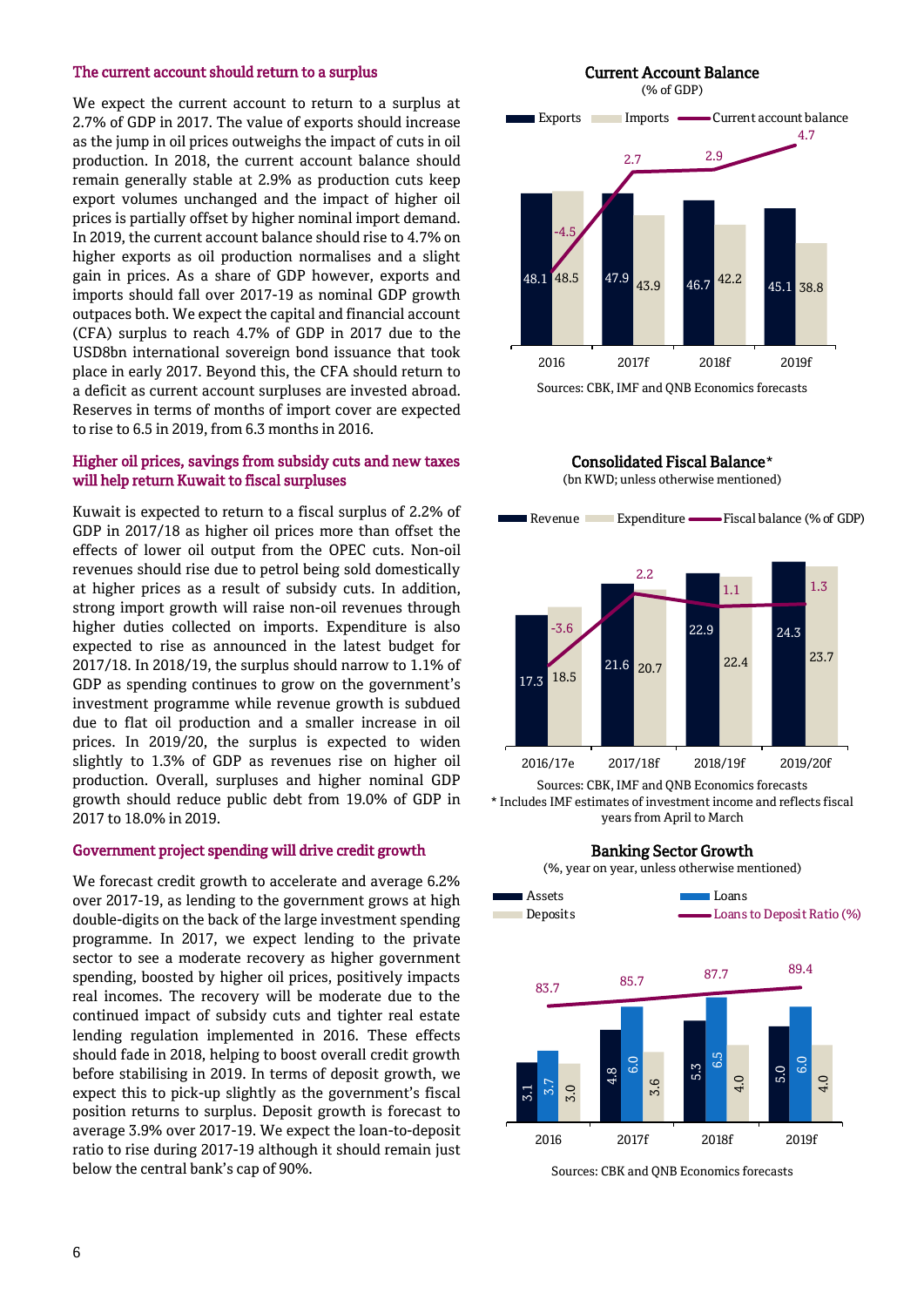### The current account should return to a surplus

We expect the current account to return to a surplus at 2.7% of GDP in 2017. The value of exports should increase as the jump in oil prices outweighs the impact of cuts in oil production. In 2018, the current account balance should remain generally stable at 2.9% as production cuts keep export volumes unchanged and the impact of higher oil prices is partially offset by higher nominal import demand. In 2019, the current account balance should rise to 4.7% on higher exports as oil production normalises and a slight gain in prices. As a share of GDP however, exports and imports should fall over 2017-19 as nominal GDP growth outpaces both. We expect the capital and financial account (CFA) surplus to reach 4.7% of GDP in 2017 due to the USD8bn international sovereign bond issuance that took place in early 2017. Beyond this, the CFA should return to a deficit as current account surpluses are invested abroad. Reserves in terms of months of import cover are expected to rise to 6.5 in 2019, from 6.3 months in 2016.

**Current Account Balance**
(% of GDP)

| | 2016 | 2017f | 2018f | 2019f |
|---|---|---|---|---|
| Exports | 48.1 | 47.9 | 46.7 | 45.1 |
| Imports | 48.5 | 43.9 | 42.2 | 38.8 |
| Current account balance | -4.5 | 2.7 | 2.9 | 4.7 |

Sources: CBK, IMF and QNB Economics forecasts

### Higher oil prices, savings from subsidy cuts and new taxes will help return Kuwait to fiscal surpluses

Kuwait is expected to return to a fiscal surplus of 2.2% of GDP in 2017/18 as higher oil prices more than offset the effects of lower oil output from the OPEC cuts. Non-oil revenues should rise due to petrol being sold domestically at higher prices as a result of subsidy cuts. In addition, strong import growth will raise non-oil revenues through higher duties collected on imports. Expenditure is also expected to rise as announced in the latest budget for 2017/18. In 2018/19, the surplus should narrow to 1.1% of GDP as spending continues to grow on the government's investment programme while revenue growth is subdued due to flat oil production and a smaller increase in oil prices. In 2019/20, the surplus is expected to widen slightly to 1.3% of GDP as revenues rise on higher oil production. Overall, surpluses and higher nominal GDP growth should reduce public debt from 19.0% of GDP in 2017 to 18.0% in 2019.

**Consolidated Fiscal Balance***
(bn KWD; unless otherwise mentioned)

| | 2016/17e | 2017/18f | 2018/19f | 2019/20f |
|---|---|---|---|---|
| Revenue | 17.3 | 21.6 | 22.9 | 24.3 |
| Expenditure | 18.5 | 20.7 | 22.4 | 23.7 |
| Fiscal balance (% of GDP) | -3.6 | 2.2 | 1.1 | 1.3 |

Sources: CBK, IMF and QNB Economics forecasts
\* Includes IMF estimates of investment income and reflects fiscal years from April to March

### Government project spending will drive credit growth

We forecast credit growth to accelerate and average 6.2% over 2017-19, as lending to the government grows at high double-digits on the back of the large investment spending programme. In 2017, we expect lending to the private sector to see a moderate recovery as higher government spending, boosted by higher oil prices, positively impacts real incomes. The recovery will be moderate due to the continued impact of subsidy cuts and tighter real estate lending regulation implemented in 2016. These effects should fade in 2018, helping to boost overall credit growth before stabilising in 2019. In terms of deposit growth, we expect this to pick-up slightly as the government's fiscal position returns to surplus. Deposit growth is forecast to average 3.9% over 2017-19. We expect the loan-to-deposit ratio to rise during 2017-19 although it should remain just below the central bank's cap of 90%.

**Banking Sector Growth**
(%, year on year, unless otherwise mentioned)

| | 2016 | 2017f | 2018f | 2019f |
|---|---|---|---|---|
| Assets | 3.1 | 4.8 | 5.3 | 5.0 |
| Loans | 3.7 | 6.0 | 6.5 | 6.0 |
| Deposits | 3.0 | 3.6 | 4.0 | 4.0 |
| Loans to Deposit Ratio (%) | 83.7 | 85.7 | 87.7 | 89.4 |

Sources: CBK and QNB Economics forecasts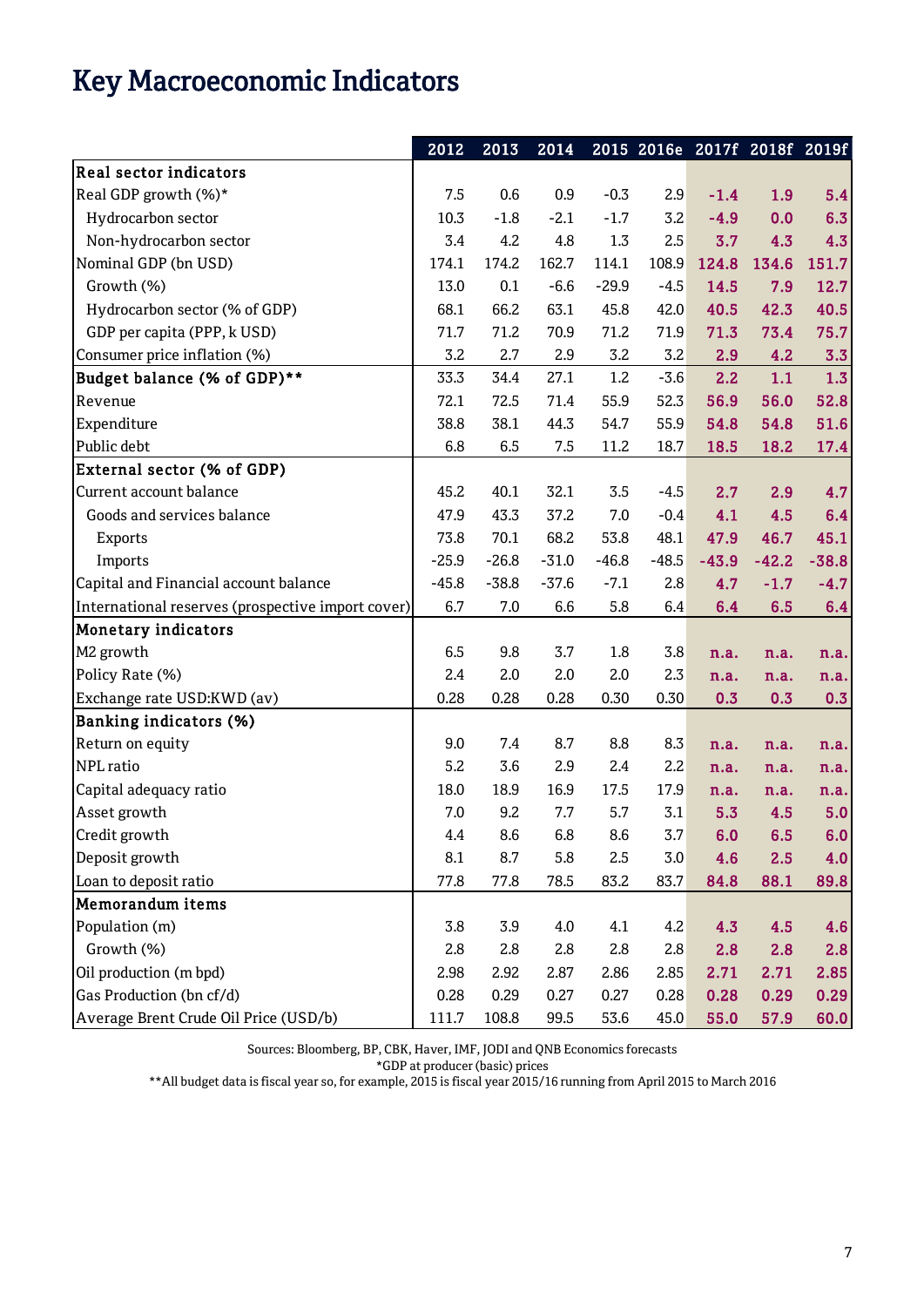# Key Macroeconomic Indicators

| | 2012 | 2013 | 2014 | 2015 | 2016e | 2017f | 2018f | 2019f |
|---|---|---|---|---|---|---|---|---|
| **Real sector indicators** | | | | | | | | |
| Real GDP growth (%)* | 7.5 | 0.6 | 0.9 | -0.3 | 2.9 | -1.4 | 1.9 | 5.4 |
| Hydrocarbon sector | 10.3 | -1.8 | -2.1 | -1.7 | 3.2 | -4.9 | 0.0 | 6.3 |
| Non-hydrocarbon sector | 3.4 | 4.2 | 4.8 | 1.3 | 2.5 | 3.7 | 4.3 | 4.3 |
| Nominal GDP (bn USD) | 174.1 | 174.2 | 162.7 | 114.1 | 108.9 | 124.8 | 134.6 | 151.7 |
| Growth (%) | 13.0 | 0.1 | -6.6 | -29.9 | -4.5 | 14.5 | 7.9 | 12.7 |
| Hydrocarbon sector (% of GDP) | 68.1 | 66.2 | 63.1 | 45.8 | 42.0 | 40.5 | 42.3 | 40.5 |
| GDP per capita (PPP, k USD) | 71.7 | 71.2 | 70.9 | 71.2 | 71.9 | 71.3 | 73.4 | 75.7 |
| Consumer price inflation (%) | 3.2 | 2.7 | 2.9 | 3.2 | 3.2 | 2.9 | 4.2 | 3.3 |
| **Budget balance (% of GDP)**** | 33.3 | 34.4 | 27.1 | 1.2 | -3.6 | 2.2 | 1.1 | 1.3 |
| Revenue | 72.1 | 72.5 | 71.4 | 55.9 | 52.3 | 56.9 | 56.0 | 52.8 |
| Expenditure | 38.8 | 38.1 | 44.3 | 54.7 | 55.9 | 54.8 | 54.8 | 51.6 |
| Public debt | 6.8 | 6.5 | 7.5 | 11.2 | 18.7 | 18.5 | 18.2 | 17.4 |
| **External sector (% of GDP)** | | | | | | | | |
| Current account balance | 45.2 | 40.1 | 32.1 | 3.5 | -4.5 | 2.7 | 2.9 | 4.7 |
| Goods and services balance | 47.9 | 43.3 | 37.2 | 7.0 | -0.4 | 4.1 | 4.5 | 6.4 |
| Exports | 73.8 | 70.1 | 68.2 | 53.8 | 48.1 | 47.9 | 46.7 | 45.1 |
| Imports | -25.9 | -26.8 | -31.0 | -46.8 | -48.5 | -43.9 | -42.2 | -38.8 |
| Capital and Financial account balance | -45.8 | -38.8 | -37.6 | -7.1 | 2.8 | 4.7 | -1.7 | -4.7 |
| International reserves (prospective import cover) | 6.7 | 7.0 | 6.6 | 5.8 | 6.4 | 6.4 | 6.5 | 6.4 |
| **Monetary indicators** | | | | | | | | |
| M2 growth | 6.5 | 9.8 | 3.7 | 1.8 | 3.8 | n.a. | n.a. | n.a. |
| Policy Rate (%) | 2.4 | 2.0 | 2.0 | 2.0 | 2.3 | n.a. | n.a. | n.a. |
| Exchange rate USD:KWD (av) | 0.28 | 0.28 | 0.28 | 0.30 | 0.30 | 0.3 | 0.3 | 0.3 |
| **Banking indicators (%)** | | | | | | | | |
| Return on equity | 9.0 | 7.4 | 8.7 | 8.8 | 8.3 | n.a. | n.a. | n.a. |
| NPL ratio | 5.2 | 3.6 | 2.9 | 2.4 | 2.2 | n.a. | n.a. | n.a. |
| Capital adequacy ratio | 18.0 | 18.9 | 16.9 | 17.5 | 17.9 | n.a. | n.a. | n.a. |
| Asset growth | 7.0 | 9.2 | 7.7 | 5.7 | 3.1 | 5.3 | 4.5 | 5.0 |
| Credit growth | 4.4 | 8.6 | 6.8 | 8.6 | 3.7 | 6.0 | 6.5 | 6.0 |
| Deposit growth | 8.1 | 8.7 | 5.8 | 2.5 | 3.0 | 4.6 | 2.5 | 4.0 |
| Loan to deposit ratio | 77.8 | 77.8 | 78.5 | 83.2 | 83.7 | 84.8 | 88.1 | 89.8 |
| **Memorandum items** | | | | | | | | |
| Population (m) | 3.8 | 3.9 | 4.0 | 4.1 | 4.2 | 4.3 | 4.5 | 4.6 |
| Growth (%) | 2.8 | 2.8 | 2.8 | 2.8 | 2.8 | 2.8 | 2.8 | 2.8 |
| Oil production (m bpd) | 2.98 | 2.92 | 2.87 | 2.86 | 2.85 | 2.71 | 2.71 | 2.85 |
| Gas Production (bn cf/d) | 0.28 | 0.29 | 0.27 | 0.27 | 0.28 | 0.28 | 0.29 | 0.29 |
| Average Brent Crude Oil Price (USD/b) | 111.7 | 108.8 | 99.5 | 53.6 | 45.0 | 55.0 | 57.9 | 60.0 |

Sources: Bloomberg, BP, CBK, Haver, IMF, JODI and QNB Economics forecasts

*GDP at producer (basic) prices

**All budget data is fiscal year so, for example, 2015 is fiscal year 2015/16 running from April 2015 to March 2016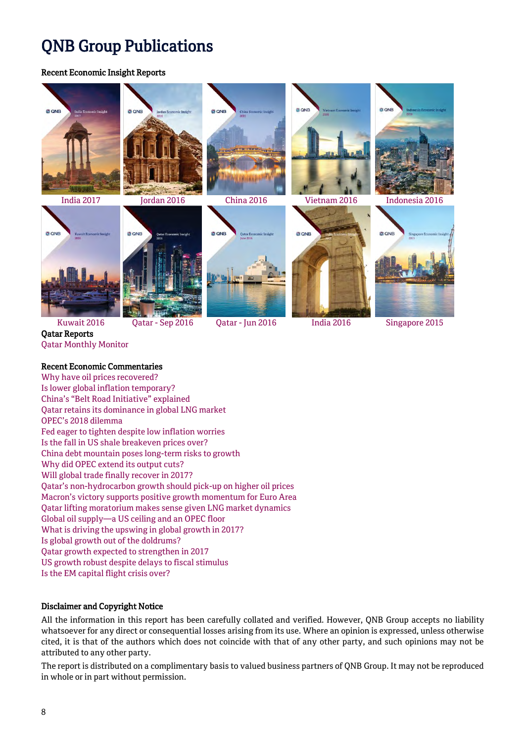# QNB Group Publications

**Recent Economic Insight Reports**

India 2017 | Jordan 2016 | China 2016 | Vietnam 2016 | Indonesia 2016

Kuwait 2016 | Qatar - Sep 2016 | Qatar - Jun 2016 | India 2016 | Singapore 2015

**Qatar Reports**

Qatar Monthly Monitor

**Recent Economic Commentaries**

Why have oil prices recovered?
Is lower global inflation temporary?
China's "Belt Road Initiative" explained
Qatar retains its dominance in global LNG market
OPEC's 2018 dilemma
Fed eager to tighten despite low inflation worries
Is the fall in US shale breakeven prices over?
China debt mountain poses long-term risks to growth
Why did OPEC extend its output cuts?
Will global trade finally recover in 2017?
Qatar's non-hydrocarbon growth should pick-up on higher oil prices
Macron's victory supports positive growth momentum for Euro Area
Qatar lifting moratorium makes sense given LNG market dynamics
Global oil supply—a US ceiling and an OPEC floor
What is driving the upswing in global growth in 2017?
Is global growth out of the doldrums?
Qatar growth expected to strengthen in 2017
US growth robust despite delays to fiscal stimulus
Is the EM capital flight crisis over?

**Disclaimer and Copyright Notice**

All the information in this report has been carefully collated and verified. However, QNB Group accepts no liability whatsoever for any direct or consequential losses arising from its use. Where an opinion is expressed, unless otherwise cited, it is that of the authors which does not coincide with that of any other party, and such opinions may not be attributed to any other party.

The report is distributed on a complimentary basis to valued business partners of QNB Group. It may not be reproduced in whole or in part without permission.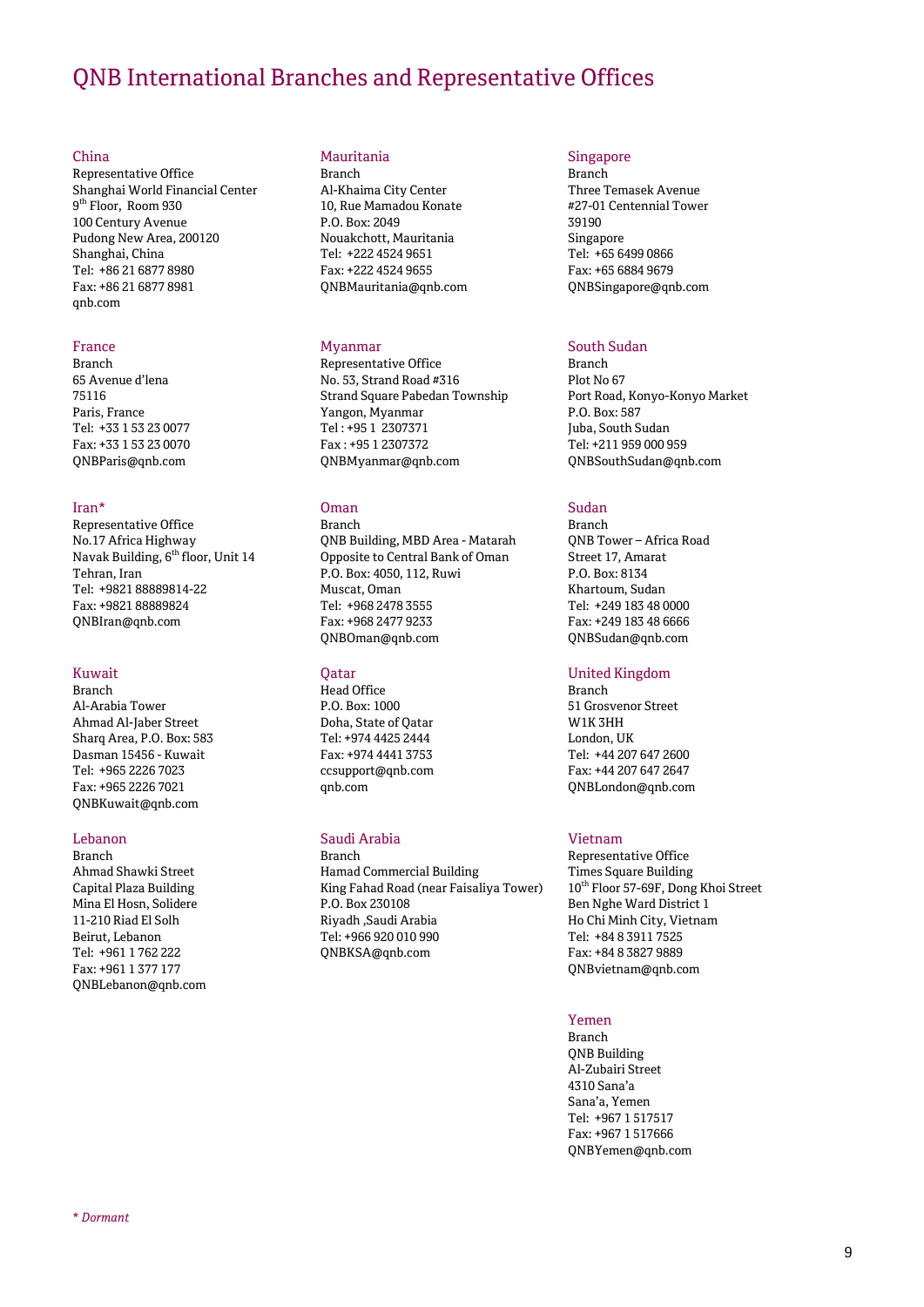# QNB International Branches and Representative Offices

### China
Representative Office
Shanghai World Financial Center
9th Floor, Room 930
100 Century Avenue
Pudong New Area, 200120
Shanghai, China
Tel: +86 21 6877 8980
Fax: +86 21 6877 8981
qnb.com

### France
Branch
65 Avenue d'lena
75116
Paris, France
Tel: +33 1 53 23 0077
Fax: +33 1 53 23 0070
QNBParis@qnb.com

### Iran*
Representative Office
No.17 Africa Highway
Navak Building, 6th floor, Unit 14
Tehran, Iran
Tel: +9821 88889814-22
Fax: +9821 88889824
QNBIran@qnb.com

### Kuwait
Branch
Al-Arabia Tower
Ahmad Al-Jaber Street
Sharq Area, P.O. Box: 583
Dasman 15456 - Kuwait
Tel: +965 2226 7023
Fax: +965 2226 7021
QNBKuwait@qnb.com

### Lebanon
Branch
Ahmad Shawki Street
Capital Plaza Building
Mina El Hosn, Solidere
11-210 Riad El Solh
Beirut, Lebanon
Tel: +961 1 762 222
Fax: +961 1 377 177
QNBLebanon@qnb.com

### Mauritania
Branch
Al-Khaima City Center
10, Rue Mamadou Konate
P.O. Box: 2049
Nouakchott, Mauritania
Tel: +222 4524 9651
Fax: +222 4524 9655
QNBMauritania@qnb.com

### Myanmar
Representative Office
No. 53, Strand Road #316
Strand Square Pabedan Township
Yangon, Myanmar
Tel : +95 1 2307371
Fax : +95 1 2307372
QNBMyanmar@qnb.com

### Oman
Branch
QNB Building, MBD Area - Matarah
Opposite to Central Bank of Oman
P.O. Box: 4050, 112, Ruwi
Muscat, Oman
Tel: +968 2478 3555
Fax: +968 2477 9233
QNBOman@qnb.com

### Qatar
Head Office
P.O. Box: 1000
Doha, State of Qatar
Tel: +974 4425 2444
Fax: +974 4441 3753
ccsupport@qnb.com
qnb.com

### Saudi Arabia
Branch
Hamad Commercial Building
King Fahad Road (near Faisaliya Tower)
P.O. Box 230108
Riyadh ,Saudi Arabia
Tel: +966 920 010 990
QNBKSA@qnb.com

### Singapore
Branch
Three Temasek Avenue
#27-01 Centennial Tower
39190
Singapore
Tel: +65 6499 0866
Fax: +65 6884 9679
QNBSingapore@qnb.com

### South Sudan
Branch
Plot No 67
Port Road, Konyo-Konyo Market
P.O. Box: 587
Juba, South Sudan
Tel: +211 959 000 959
QNBSouthSudan@qnb.com

### Sudan
Branch
QNB Tower – Africa Road
Street 17, Amarat
P.O. Box: 8134
Khartoum, Sudan
Tel: +249 183 48 0000
Fax: +249 183 48 6666
QNBSudan@qnb.com

### United Kingdom
Branch
51 Grosvenor Street
W1K 3HH
London, UK
Tel: +44 207 647 2600
Fax: +44 207 647 2647
QNBLondon@qnb.com

### Vietnam
Representative Office
Times Square Building
10th Floor 57-69F, Dong Khoi Street
Ben Nghe Ward District 1
Ho Chi Minh City, Vietnam
Tel: +84 8 3911 7525
Fax: +84 8 3827 9889
QNBvietnam@qnb.com

### Yemen
Branch
QNB Building
Al-Zubairi Street
4310 Sana'a
Sana'a, Yemen
Tel: +967 1 517517
Fax: +967 1 517666
QNBYemen@qnb.com

*\* Dormant*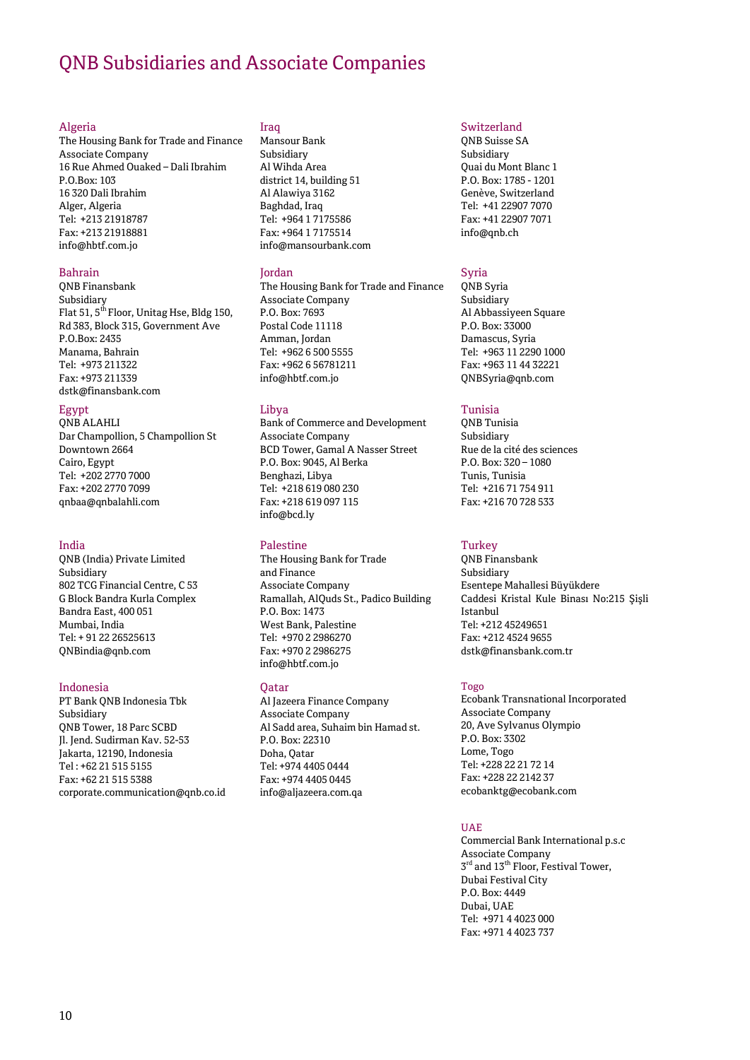# QNB Subsidiaries and Associate Companies

## Algeria

The Housing Bank for Trade and Finance
Associate Company
16 Rue Ahmed Ouaked – Dali Ibrahim
P.O.Box: 103
16 320 Dali Ibrahim
Alger, Algeria
Tel: +213 21918787
Fax: +213 21918881
info@hbtf.com.jo

## Bahrain

QNB Finansbank
Subsidiary
Flat 51, 5th Floor, Unitag Hse, Bldg 150,
Rd 383, Block 315, Government Ave
P.O.Box: 2435
Manama, Bahrain
Tel: +973 211322
Fax: +973 211339
dstk@finansbank.com

## Egypt

QNB ALAHLI
Dar Champollion, 5 Champollion St
Downtown 2664
Cairo, Egypt
Tel: +202 2770 7000
Fax: +202 2770 7099
qnbaa@qnbalahli.com

## India

QNB (India) Private Limited
Subsidiary
802 TCG Financial Centre, C 53
G Block Bandra Kurla Complex
Bandra East, 400 051
Mumbai, India
Tel: + 91 22 26525613
QNBindia@qnb.com

## Indonesia

PT Bank QNB Indonesia Tbk
Subsidiary
QNB Tower, 18 Parc SCBD
Jl. Jend. Sudirman Kav. 52-53
Jakarta, 12190, Indonesia
Tel : +62 21 515 5155
Fax: +62 21 515 5388
corporate.communication@qnb.co.id

## Iraq

Mansour Bank
Subsidiary
Al Wihda Area
district 14, building 51
Al Alawiya 3162
Baghdad, Iraq
Tel: +964 1 7175586
Fax: +964 1 7175514
info@mansourbank.com

## Jordan

The Housing Bank for Trade and Finance
Associate Company
P.O. Box: 7693
Postal Code 11118
Amman, Jordan
Tel: +962 6 500 5555
Fax: +962 6 56781211
info@hbtf.com.jo

## Libya

Bank of Commerce and Development
Associate Company
BCD Tower, Gamal A Nasser Street
P.O. Box: 9045, Al Berka
Benghazi, Libya
Tel: +218 619 080 230
Fax: +218 619 097 115
info@bcd.ly

## Palestine

The Housing Bank for Trade
and Finance
Associate Company
Ramallah, AlQuds St., Padico Building
P.O. Box: 1473
West Bank, Palestine
Tel: +970 2 2986270
Fax: +970 2 2986275
info@hbtf.com.jo

## Qatar

Al Jazeera Finance Company
Associate Company
Al Sadd area, Suhaim bin Hamad st.
P.O. Box: 22310
Doha, Qatar
Tel: +974 4405 0444
Fax: +974 4405 0445
info@aljazeera.com.qa

## Switzerland

QNB Suisse SA
Subsidiary
Quai du Mont Blanc 1
P.O. Box: 1785 - 1201
Genève, Switzerland
Tel: +41 22907 7070
Fax: +41 22907 7071
info@qnb.ch

## Syria

QNB Syria
Subsidiary
Al Abbassiyeen Square
P.O. Box: 33000
Damascus, Syria
Tel: +963 11 2290 1000
Fax: +963 11 44 32221
QNBSyria@qnb.com

## Tunisia

QNB Tunisia
Subsidiary
Rue de la cité des sciences
P.O. Box: 320 – 1080
Tunis, Tunisia
Tel: +216 71 754 911
Fax: +216 70 728 533

## Turkey

QNB Finansbank
Subsidiary
Esentepe Mahallesi Büyükdere
Caddesi Kristal Kule Binası No:215 Şişli
Istanbul
Tel: +212 45249651
Fax: +212 4524 9655
dstk@finansbank.com.tr

## Togo

Ecobank Transnational Incorporated
Associate Company
20, Ave Sylvanus Olympio
P.O. Box: 3302
Lome, Togo
Tel: +228 22 21 72 14
Fax: +228 22 2142 37
ecobanktg@ecobank.com

## UAE

Commercial Bank International p.s.c
Associate Company
3rd and 13th Floor, Festival Tower,
Dubai Festival City
P.O. Box: 4449
Dubai, UAE
Tel: +971 4 4023 000
Fax: +971 4 4023 737